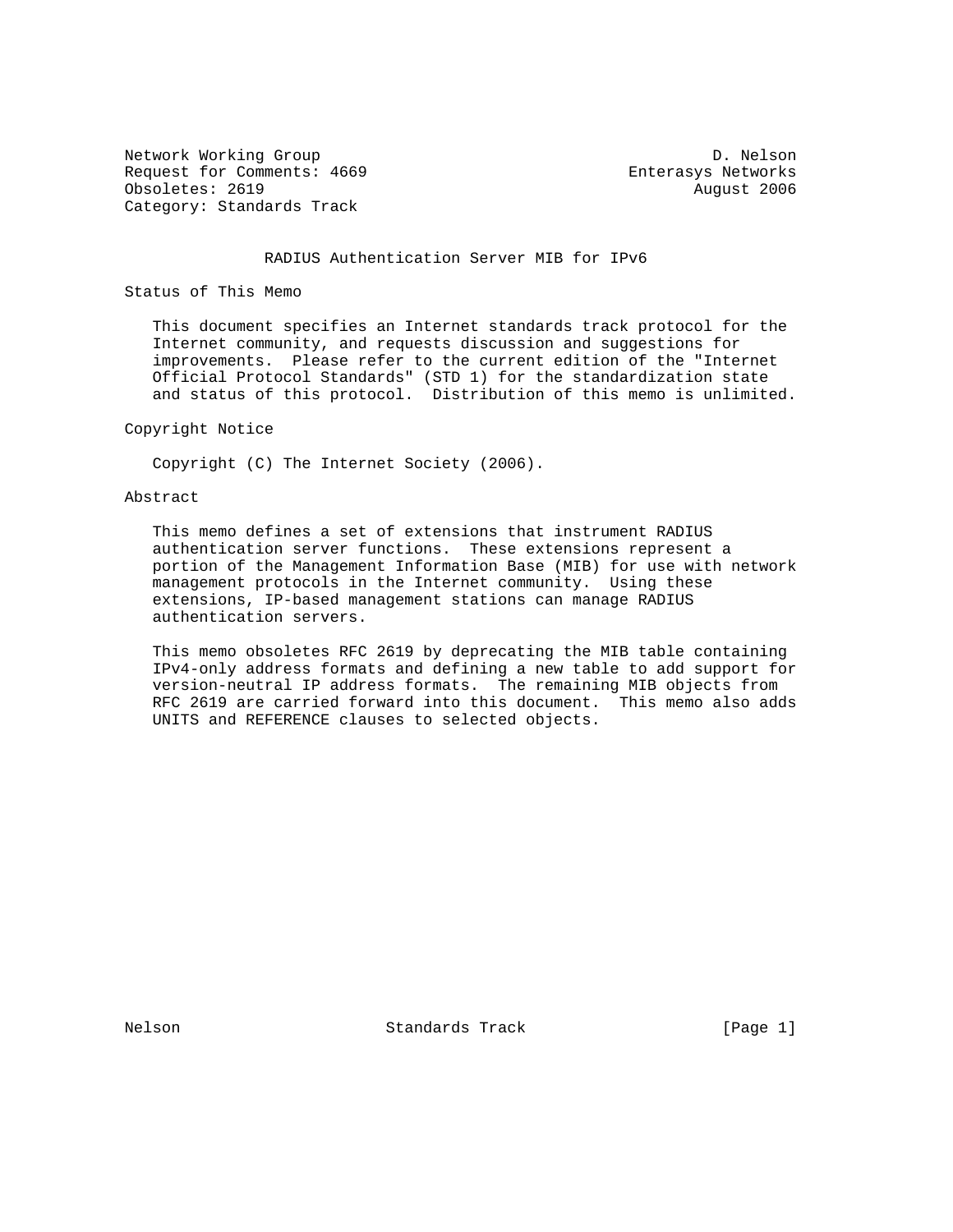Network Working Group D. Nelson
Request for Comments: 4669 Enterasys Networks
Obsoletes: 2619 August 2006
Category: Standards Track

# RADIUS Authentication Server MIB for IPv6

## Status of This Memo

This document specifies an Internet standards track protocol for the Internet community, and requests discussion and suggestions for improvements. Please refer to the current edition of the "Internet Official Protocol Standards" (STD 1) for the standardization state and status of this protocol. Distribution of this memo is unlimited.

## Copyright Notice

Copyright (C) The Internet Society (2006).

## Abstract

This memo defines a set of extensions that instrument RADIUS authentication server functions. These extensions represent a portion of the Management Information Base (MIB) for use with network management protocols in the Internet community. Using these extensions, IP-based management stations can manage RADIUS authentication servers.

This memo obsoletes RFC 2619 by deprecating the MIB table containing IPv4-only address formats and defining a new table to add support for version-neutral IP address formats. The remaining MIB objects from RFC 2619 are carried forward into this document. This memo also adds UNITS and REFERENCE clauses to selected objects.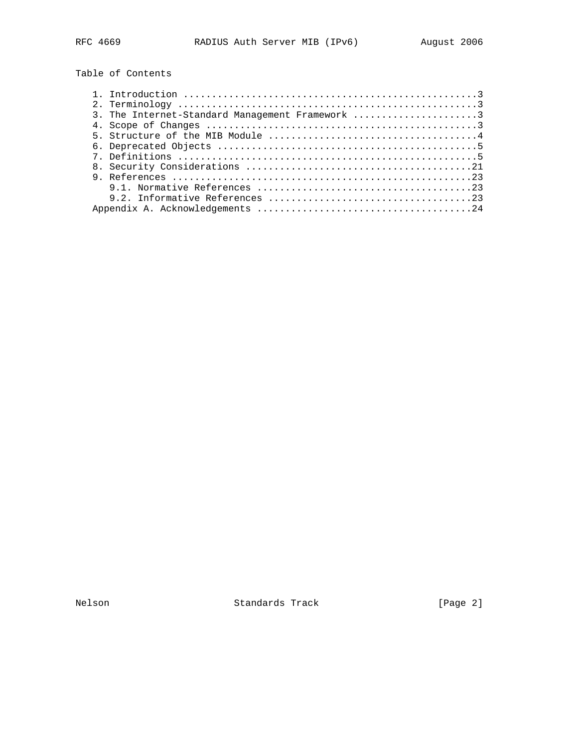## Table of Contents

1. Introduction ....................................................3
2. Terminology .....................................................3
3. The Internet-Standard Management Framework ......................3
4. Scope of Changes ................................................3
5. Structure of the MIB Module .....................................4
6. Deprecated Objects ..............................................5
7. Definitions .....................................................5
8. Security Considerations ........................................21
9. References .....................................................23
   9.1. Normative References ......................................23
   9.2. Informative References ....................................23

Appendix A. Acknowledgements ......................................24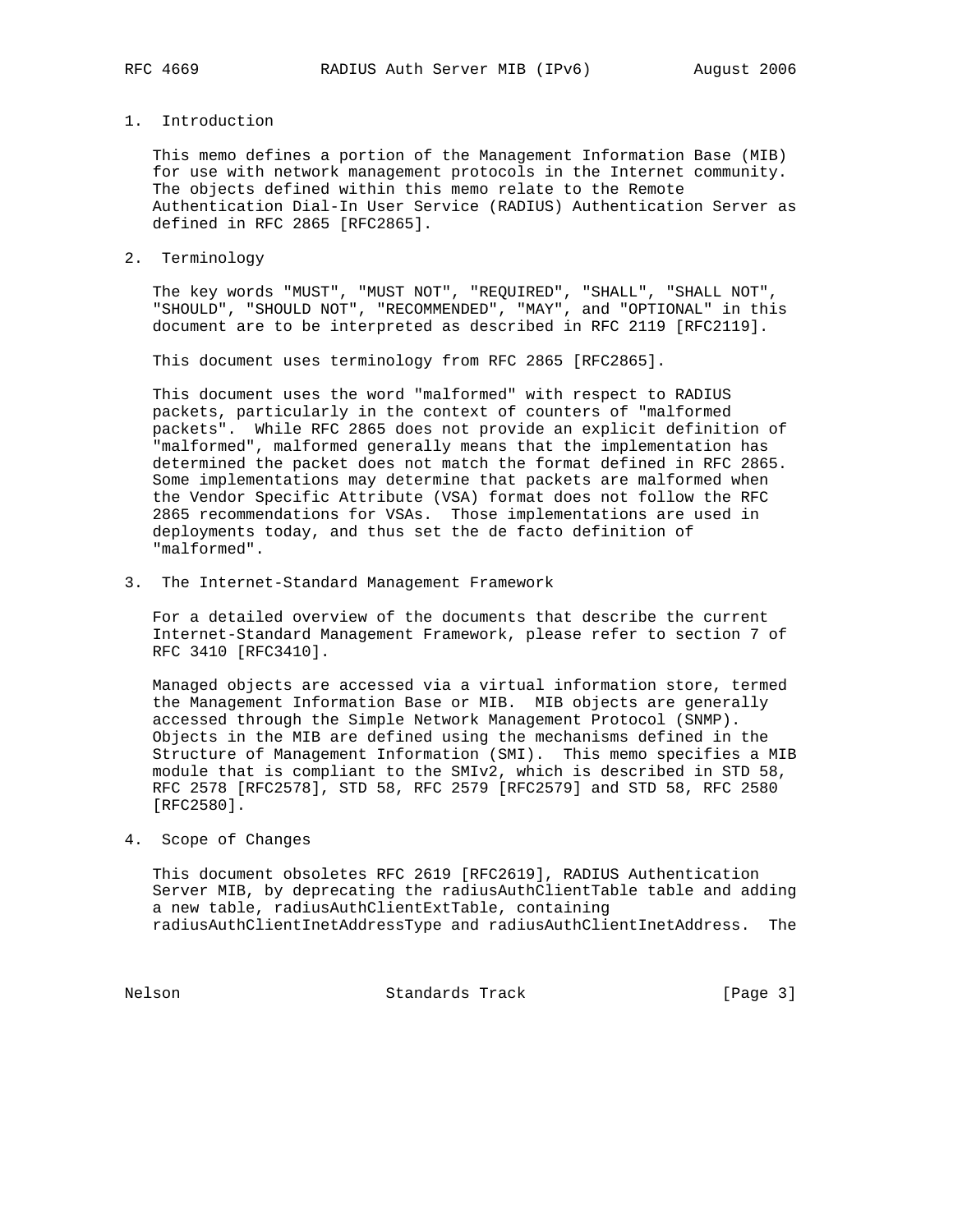## 1. Introduction

This memo defines a portion of the Management Information Base (MIB) for use with network management protocols in the Internet community. The objects defined within this memo relate to the Remote Authentication Dial-In User Service (RADIUS) Authentication Server as defined in RFC 2865 [RFC2865].

## 2. Terminology

The key words "MUST", "MUST NOT", "REQUIRED", "SHALL", "SHALL NOT", "SHOULD", "SHOULD NOT", "RECOMMENDED", "MAY", and "OPTIONAL" in this document are to be interpreted as described in RFC 2119 [RFC2119].

This document uses terminology from RFC 2865 [RFC2865].

This document uses the word "malformed" with respect to RADIUS packets, particularly in the context of counters of "malformed packets". While RFC 2865 does not provide an explicit definition of "malformed", malformed generally means that the implementation has determined the packet does not match the format defined in RFC 2865. Some implementations may determine that packets are malformed when the Vendor Specific Attribute (VSA) format does not follow the RFC 2865 recommendations for VSAs. Those implementations are used in deployments today, and thus set the de facto definition of "malformed".

## 3. The Internet-Standard Management Framework

For a detailed overview of the documents that describe the current Internet-Standard Management Framework, please refer to section 7 of RFC 3410 [RFC3410].

Managed objects are accessed via a virtual information store, termed the Management Information Base or MIB. MIB objects are generally accessed through the Simple Network Management Protocol (SNMP). Objects in the MIB are defined using the mechanisms defined in the Structure of Management Information (SMI). This memo specifies a MIB module that is compliant to the SMIv2, which is described in STD 58, RFC 2578 [RFC2578], STD 58, RFC 2579 [RFC2579] and STD 58, RFC 2580 [RFC2580].

## 4. Scope of Changes

This document obsoletes RFC 2619 [RFC2619], RADIUS Authentication Server MIB, by deprecating the radiusAuthClientTable table and adding a new table, radiusAuthClientExtTable, containing radiusAuthClientInetAddressType and radiusAuthClientInetAddress. The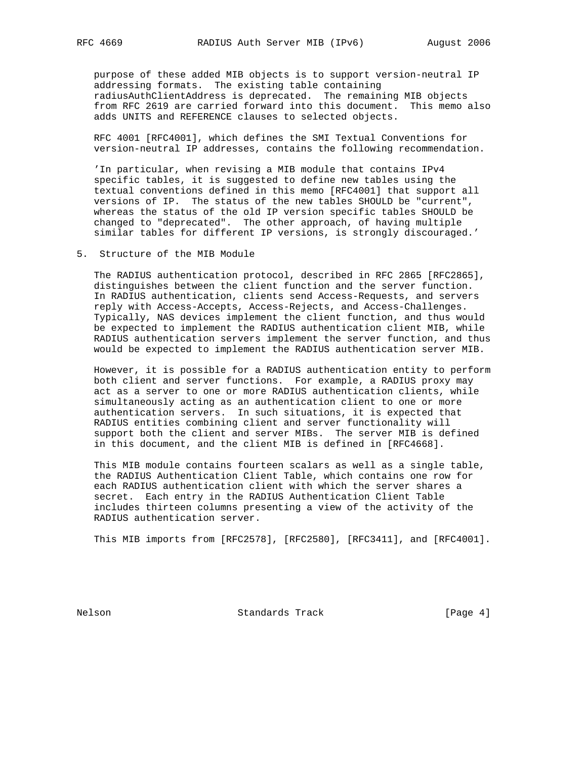purpose of these added MIB objects is to support version-neutral IP addressing formats. The existing table containing radiusAuthClientAddress is deprecated. The remaining MIB objects from RFC 2619 are carried forward into this document. This memo also adds UNITS and REFERENCE clauses to selected objects.

RFC 4001 [RFC4001], which defines the SMI Textual Conventions for version-neutral IP addresses, contains the following recommendation.

'In particular, when revising a MIB module that contains IPv4 specific tables, it is suggested to define new tables using the textual conventions defined in this memo [RFC4001] that support all versions of IP. The status of the new tables SHOULD be "current", whereas the status of the old IP version specific tables SHOULD be changed to "deprecated". The other approach, of having multiple similar tables for different IP versions, is strongly discouraged.'

## 5. Structure of the MIB Module

The RADIUS authentication protocol, described in RFC 2865 [RFC2865], distinguishes between the client function and the server function. In RADIUS authentication, clients send Access-Requests, and servers reply with Access-Accepts, Access-Rejects, and Access-Challenges. Typically, NAS devices implement the client function, and thus would be expected to implement the RADIUS authentication client MIB, while RADIUS authentication servers implement the server function, and thus would be expected to implement the RADIUS authentication server MIB.

However, it is possible for a RADIUS authentication entity to perform both client and server functions. For example, a RADIUS proxy may act as a server to one or more RADIUS authentication clients, while simultaneously acting as an authentication client to one or more authentication servers. In such situations, it is expected that RADIUS entities combining client and server functionality will support both the client and server MIBs. The server MIB is defined in this document, and the client MIB is defined in [RFC4668].

This MIB module contains fourteen scalars as well as a single table, the RADIUS Authentication Client Table, which contains one row for each RADIUS authentication client with which the server shares a secret. Each entry in the RADIUS Authentication Client Table includes thirteen columns presenting a view of the activity of the RADIUS authentication server.

This MIB imports from [RFC2578], [RFC2580], [RFC3411], and [RFC4001].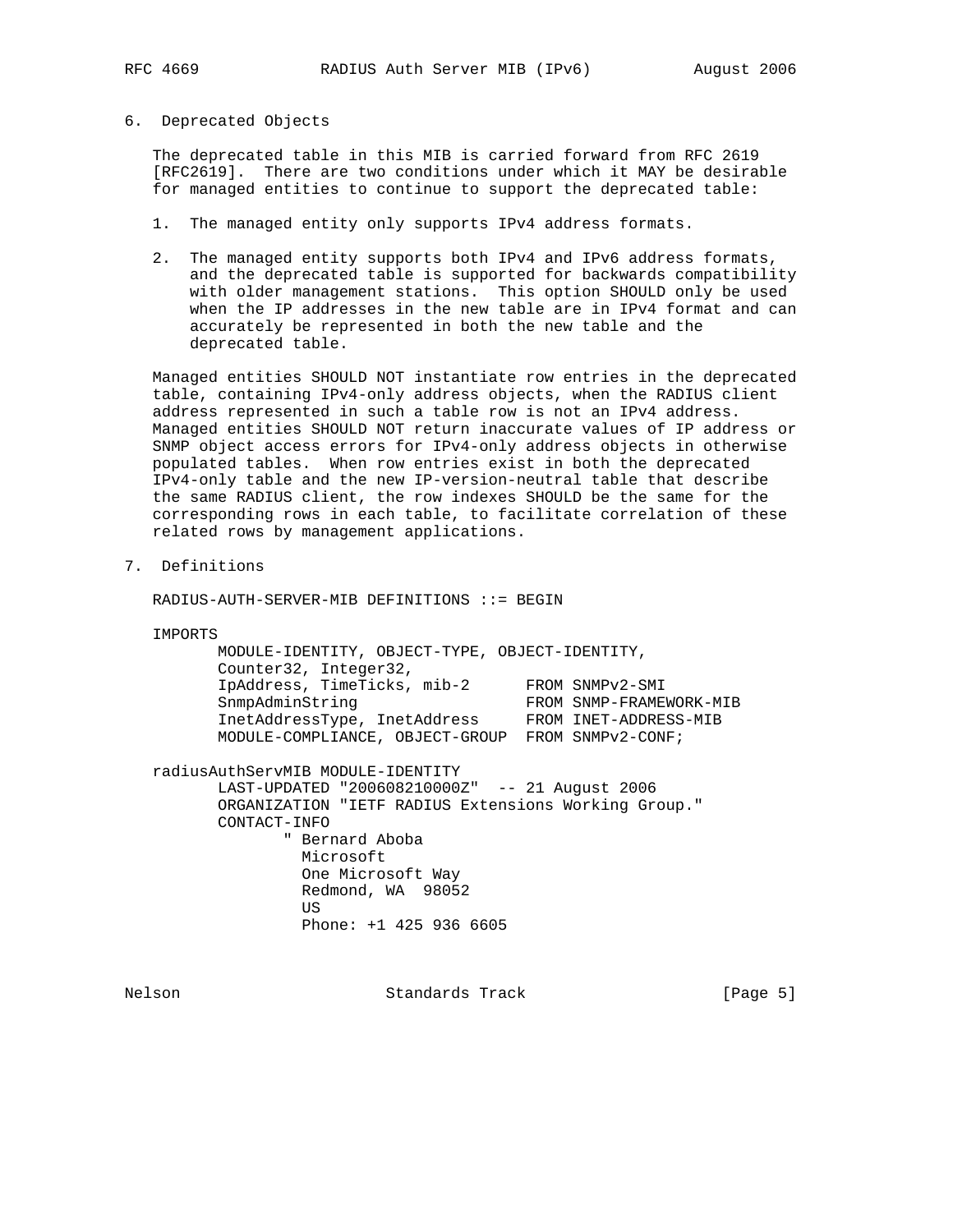## 6. Deprecated Objects

The deprecated table in this MIB is carried forward from RFC 2619 [RFC2619]. There are two conditions under which it MAY be desirable for managed entities to continue to support the deprecated table:

1. The managed entity only supports IPv4 address formats.

2. The managed entity supports both IPv4 and IPv6 address formats, and the deprecated table is supported for backwards compatibility with older management stations. This option SHOULD only be used when the IP addresses in the new table are in IPv4 format and can accurately be represented in both the new table and the deprecated table.

Managed entities SHOULD NOT instantiate row entries in the deprecated table, containing IPv4-only address objects, when the RADIUS client address represented in such a table row is not an IPv4 address. Managed entities SHOULD NOT return inaccurate values of IP address or SNMP object access errors for IPv4-only address objects in otherwise populated tables. When row entries exist in both the deprecated IPv4-only table and the new IP-version-neutral table that describe the same RADIUS client, the row indexes SHOULD be the same for the corresponding rows in each table, to facilitate correlation of these related rows by management applications.

## 7. Definitions

```
RADIUS-AUTH-SERVER-MIB DEFINITIONS ::= BEGIN

IMPORTS
       MODULE-IDENTITY, OBJECT-TYPE, OBJECT-IDENTITY,
       Counter32, Integer32,
       IpAddress, TimeTicks, mib-2      FROM SNMPv2-SMI
       SnmpAdminString                  FROM SNMP-FRAMEWORK-MIB
       InetAddressType, InetAddress     FROM INET-ADDRESS-MIB
       MODULE-COMPLIANCE, OBJECT-GROUP  FROM SNMPv2-CONF;

radiusAuthServMIB MODULE-IDENTITY
       LAST-UPDATED "200608210000Z"  -- 21 August 2006
       ORGANIZATION "IETF RADIUS Extensions Working Group."
       CONTACT-INFO
              " Bernard Aboba
                Microsoft
                One Microsoft Way
                Redmond, WA  98052
                US
                Phone: +1 425 936 6605
```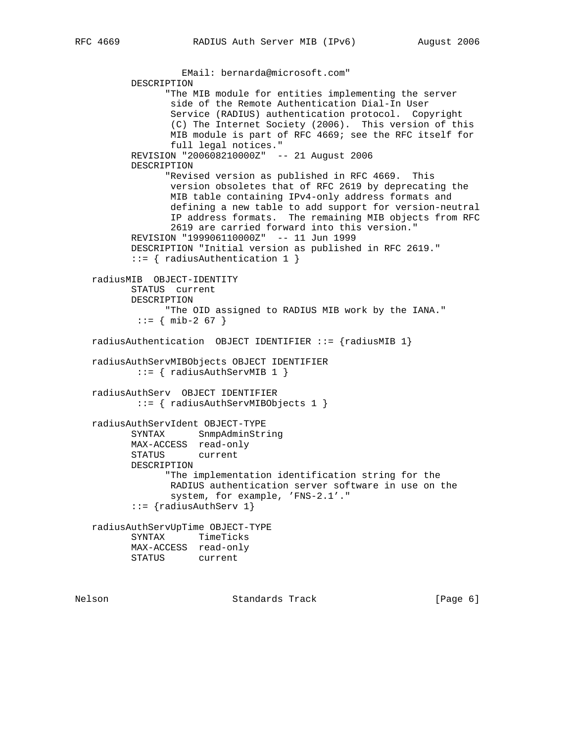```
                   EMail: bernarda@microsoft.com"
         DESCRIPTION
               "The MIB module for entities implementing the server
                side of the Remote Authentication Dial-In User
                Service (RADIUS) authentication protocol.  Copyright
                (C) The Internet Society (2006).  This version of this
                MIB module is part of RFC 4669; see the RFC itself for
                full legal notices."
         REVISION "200608210000Z"  -- 21 August 2006
         DESCRIPTION
               "Revised version as published in RFC 4669.  This
                version obsoletes that of RFC 2619 by deprecating the
                MIB table containing IPv4-only address formats and
                defining a new table to add support for version-neutral
                IP address formats.  The remaining MIB objects from RFC
                2619 are carried forward into this version."
         REVISION "199906110000Z"  -- 11 Jun 1999
         DESCRIPTION "Initial version as published in RFC 2619."
         ::= { radiusAuthentication 1 }

   radiusMIB  OBJECT-IDENTITY
         STATUS  current
         DESCRIPTION
               "The OID assigned to RADIUS MIB work by the IANA."
          ::= { mib-2 67 }

   radiusAuthentication  OBJECT IDENTIFIER ::= {radiusMIB 1}

   radiusAuthServMIBObjects OBJECT IDENTIFIER
          ::= { radiusAuthServMIB 1 }

   radiusAuthServ  OBJECT IDENTIFIER
          ::= { radiusAuthServMIBObjects 1 }

   radiusAuthServIdent OBJECT-TYPE
         SYNTAX      SnmpAdminString
         MAX-ACCESS  read-only
         STATUS      current
         DESCRIPTION
               "The implementation identification string for the
                RADIUS authentication server software in use on the
                system, for example, 'FNS-2.1'."
         ::= {radiusAuthServ 1}

   radiusAuthServUpTime OBJECT-TYPE
         SYNTAX      TimeTicks
         MAX-ACCESS  read-only
         STATUS      current
```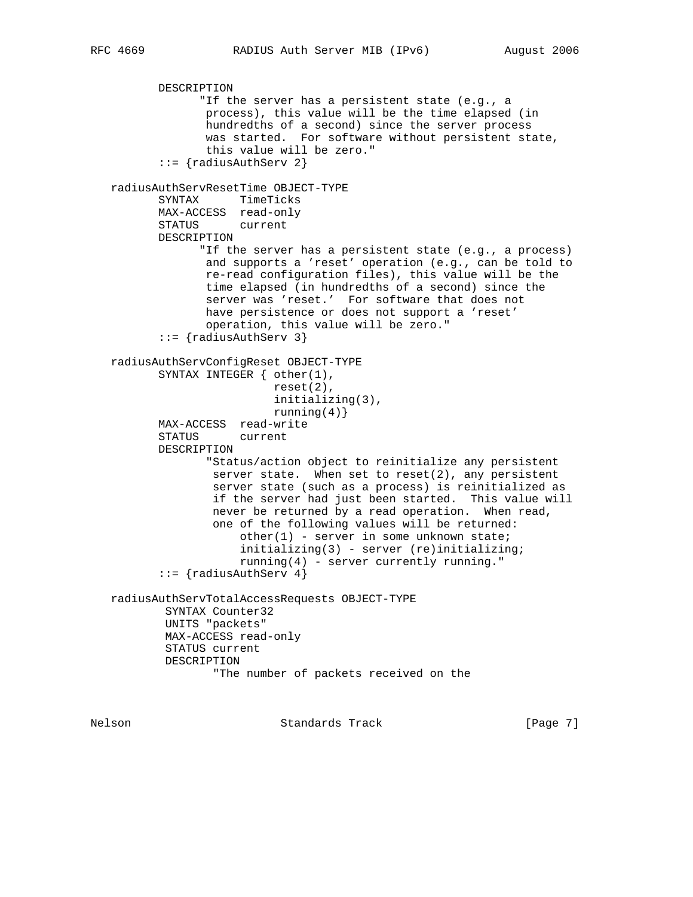```
        DESCRIPTION
              "If the server has a persistent state (e.g., a
               process), this value will be the time elapsed (in
               hundredths of a second) since the server process
               was started.  For software without persistent state,
               this value will be zero."
        ::= {radiusAuthServ 2}

  radiusAuthServResetTime OBJECT-TYPE
        SYNTAX      TimeTicks
        MAX-ACCESS  read-only
        STATUS      current
        DESCRIPTION
              "If the server has a persistent state (e.g., a process)
               and supports a 'reset' operation (e.g., can be told to
               re-read configuration files), this value will be the
               time elapsed (in hundredths of a second) since the
               server was 'reset.'  For software that does not
               have persistence or does not support a 'reset'
               operation, this value will be zero."
        ::= {radiusAuthServ 3}

  radiusAuthServConfigReset OBJECT-TYPE
        SYNTAX INTEGER { other(1),
                         reset(2),
                         initializing(3),
                         running(4)}
        MAX-ACCESS  read-write
        STATUS      current
        DESCRIPTION
               "Status/action object to reinitialize any persistent
                server state.  When set to reset(2), any persistent
                server state (such as a process) is reinitialized as
                if the server had just been started.  This value will
                never be returned by a read operation.  When read,
                one of the following values will be returned:
                    other(1) - server in some unknown state;
                    initializing(3) - server (re)initializing;
                    running(4) - server currently running."
        ::= {radiusAuthServ 4}

  radiusAuthServTotalAccessRequests OBJECT-TYPE
         SYNTAX Counter32
         UNITS "packets"
         MAX-ACCESS read-only
         STATUS current
         DESCRIPTION
               "The number of packets received on the
```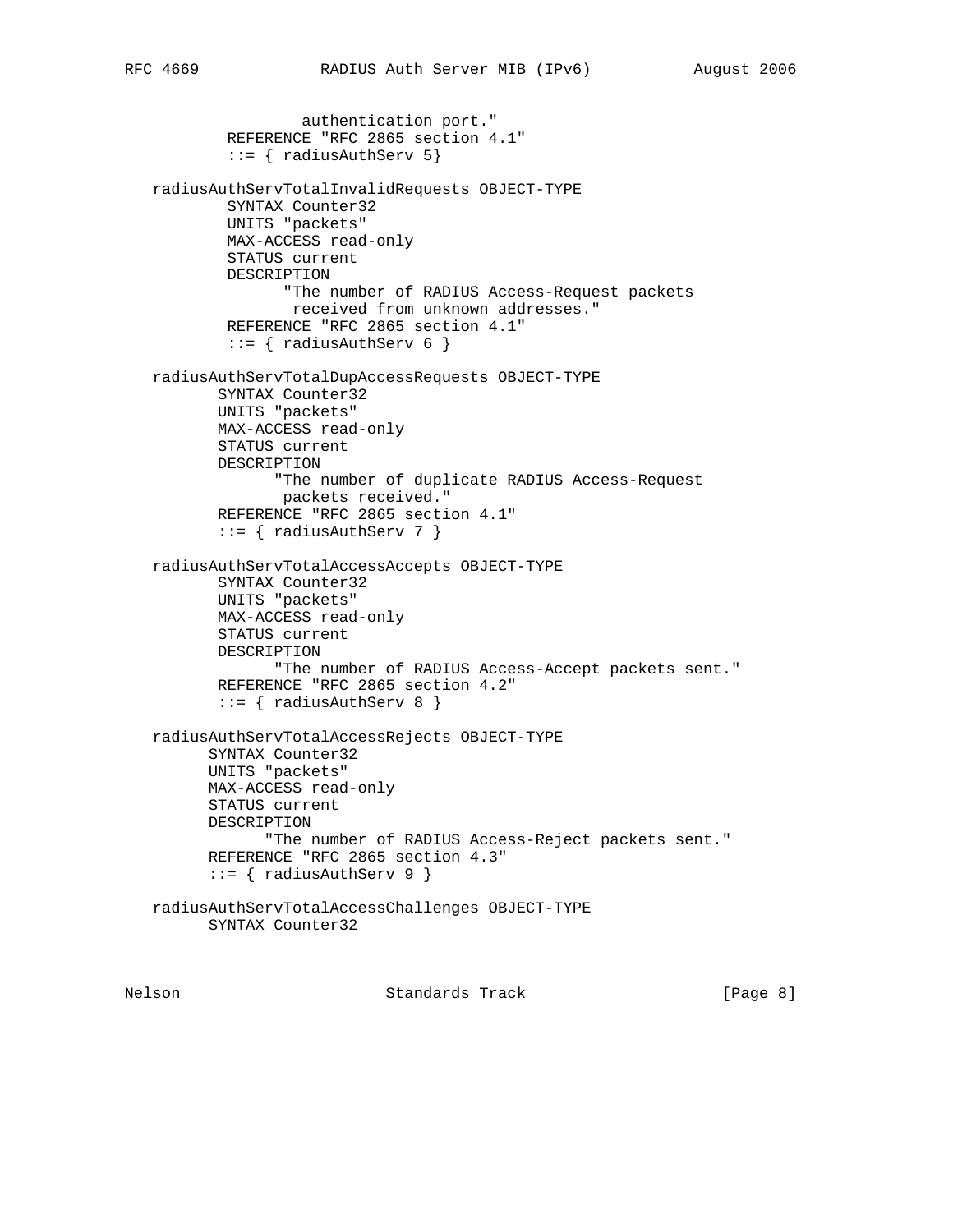```
                 authentication port."
          REFERENCE "RFC 2865 section 4.1"
          ::= { radiusAuthServ 5}

   radiusAuthServTotalInvalidRequests OBJECT-TYPE
          SYNTAX Counter32
          UNITS "packets"
          MAX-ACCESS read-only
          STATUS current
          DESCRIPTION
                "The number of RADIUS Access-Request packets
                 received from unknown addresses."
          REFERENCE "RFC 2865 section 4.1"
          ::= { radiusAuthServ 6 }

   radiusAuthServTotalDupAccessRequests OBJECT-TYPE
         SYNTAX Counter32
         UNITS "packets"
         MAX-ACCESS read-only
         STATUS current
         DESCRIPTION
               "The number of duplicate RADIUS Access-Request
                packets received."
         REFERENCE "RFC 2865 section 4.1"
         ::= { radiusAuthServ 7 }

   radiusAuthServTotalAccessAccepts OBJECT-TYPE
         SYNTAX Counter32
         UNITS "packets"
         MAX-ACCESS read-only
         STATUS current
         DESCRIPTION
               "The number of RADIUS Access-Accept packets sent."
         REFERENCE "RFC 2865 section 4.2"
         ::= { radiusAuthServ 8 }

   radiusAuthServTotalAccessRejects OBJECT-TYPE
        SYNTAX Counter32
        UNITS "packets"
        MAX-ACCESS read-only
        STATUS current
        DESCRIPTION
              "The number of RADIUS Access-Reject packets sent."
        REFERENCE "RFC 2865 section 4.3"
        ::= { radiusAuthServ 9 }

   radiusAuthServTotalAccessChallenges OBJECT-TYPE
        SYNTAX Counter32
```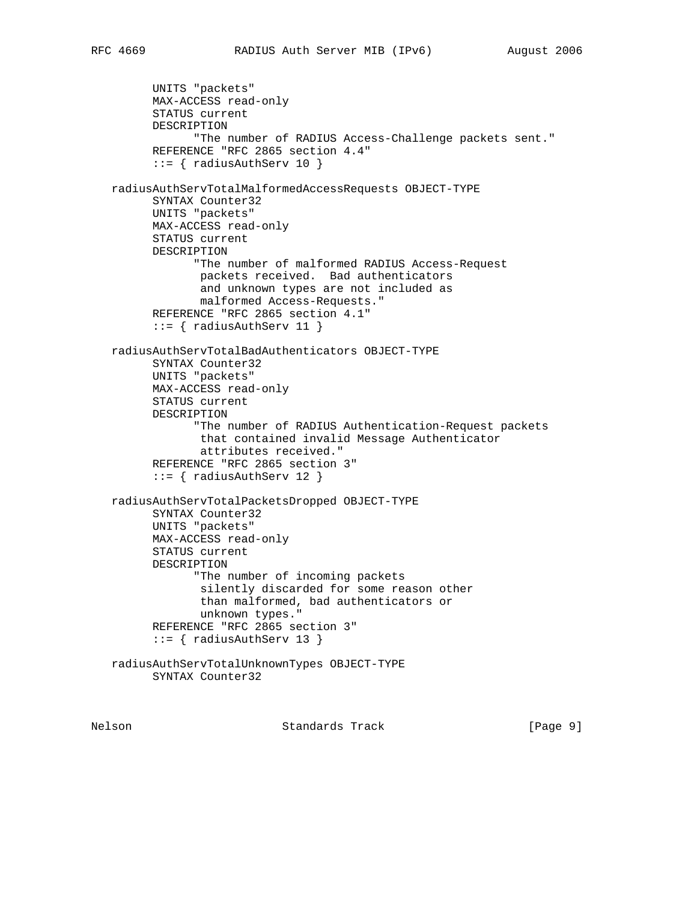```
        UNITS "packets"
        MAX-ACCESS read-only
        STATUS current
        DESCRIPTION
              "The number of RADIUS Access-Challenge packets sent."
        REFERENCE "RFC 2865 section 4.4"
        ::= { radiusAuthServ 10 }

   radiusAuthServTotalMalformedAccessRequests OBJECT-TYPE
        SYNTAX Counter32
        UNITS "packets"
        MAX-ACCESS read-only
        STATUS current
        DESCRIPTION
              "The number of malformed RADIUS Access-Request
               packets received.  Bad authenticators
               and unknown types are not included as
               malformed Access-Requests."
        REFERENCE "RFC 2865 section 4.1"
        ::= { radiusAuthServ 11 }

   radiusAuthServTotalBadAuthenticators OBJECT-TYPE
        SYNTAX Counter32
        UNITS "packets"
        MAX-ACCESS read-only
        STATUS current
        DESCRIPTION
              "The number of RADIUS Authentication-Request packets
               that contained invalid Message Authenticator
               attributes received."
        REFERENCE "RFC 2865 section 3"
        ::= { radiusAuthServ 12 }

   radiusAuthServTotalPacketsDropped OBJECT-TYPE
        SYNTAX Counter32
        UNITS "packets"
        MAX-ACCESS read-only
        STATUS current
        DESCRIPTION
              "The number of incoming packets
               silently discarded for some reason other
               than malformed, bad authenticators or
               unknown types."
        REFERENCE "RFC 2865 section 3"
        ::= { radiusAuthServ 13 }

   radiusAuthServTotalUnknownTypes OBJECT-TYPE
        SYNTAX Counter32
```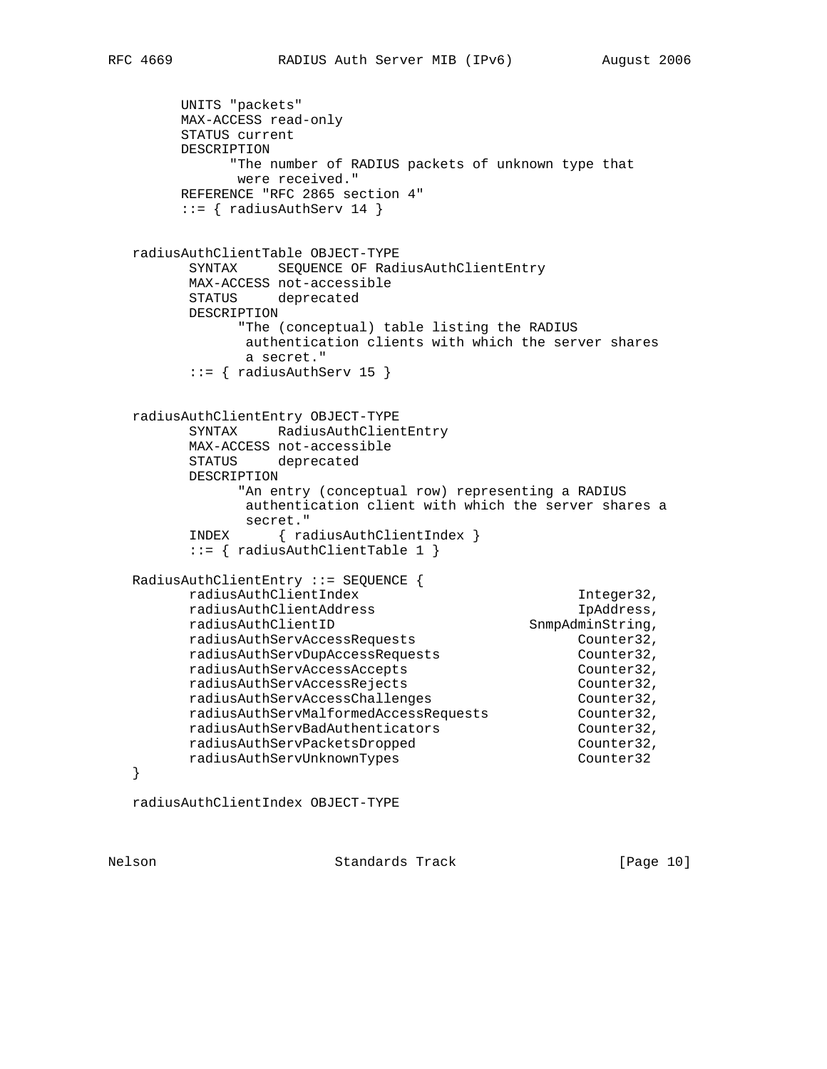```
        UNITS "packets"
        MAX-ACCESS read-only
        STATUS current
        DESCRIPTION
              "The number of RADIUS packets of unknown type that
               were received."
        REFERENCE "RFC 2865 section 4"
        ::= { radiusAuthServ 14 }


  radiusAuthClientTable OBJECT-TYPE
         SYNTAX     SEQUENCE OF RadiusAuthClientEntry
         MAX-ACCESS not-accessible
         STATUS     deprecated
         DESCRIPTION
               "The (conceptual) table listing the RADIUS
                authentication clients with which the server shares
                a secret."
         ::= { radiusAuthServ 15 }


  radiusAuthClientEntry OBJECT-TYPE
         SYNTAX     RadiusAuthClientEntry
         MAX-ACCESS not-accessible
         STATUS     deprecated
         DESCRIPTION
               "An entry (conceptual row) representing a RADIUS
                authentication client with which the server shares a
                secret."
         INDEX      { radiusAuthClientIndex }
         ::= { radiusAuthClientTable 1 }

  RadiusAuthClientEntry ::= SEQUENCE {
         radiusAuthClientIndex                           Integer32,
         radiusAuthClientAddress                         IpAddress,
         radiusAuthClientID                        SnmpAdminString,
         radiusAuthServAccessRequests                    Counter32,
         radiusAuthServDupAccessRequests                 Counter32,
         radiusAuthServAccessAccepts                     Counter32,
         radiusAuthServAccessRejects                     Counter32,
         radiusAuthServAccessChallenges                  Counter32,
         radiusAuthServMalformedAccessRequests           Counter32,
         radiusAuthServBadAuthenticators                 Counter32,
         radiusAuthServPacketsDropped                    Counter32,
         radiusAuthServUnknownTypes                      Counter32
  }

  radiusAuthClientIndex OBJECT-TYPE
```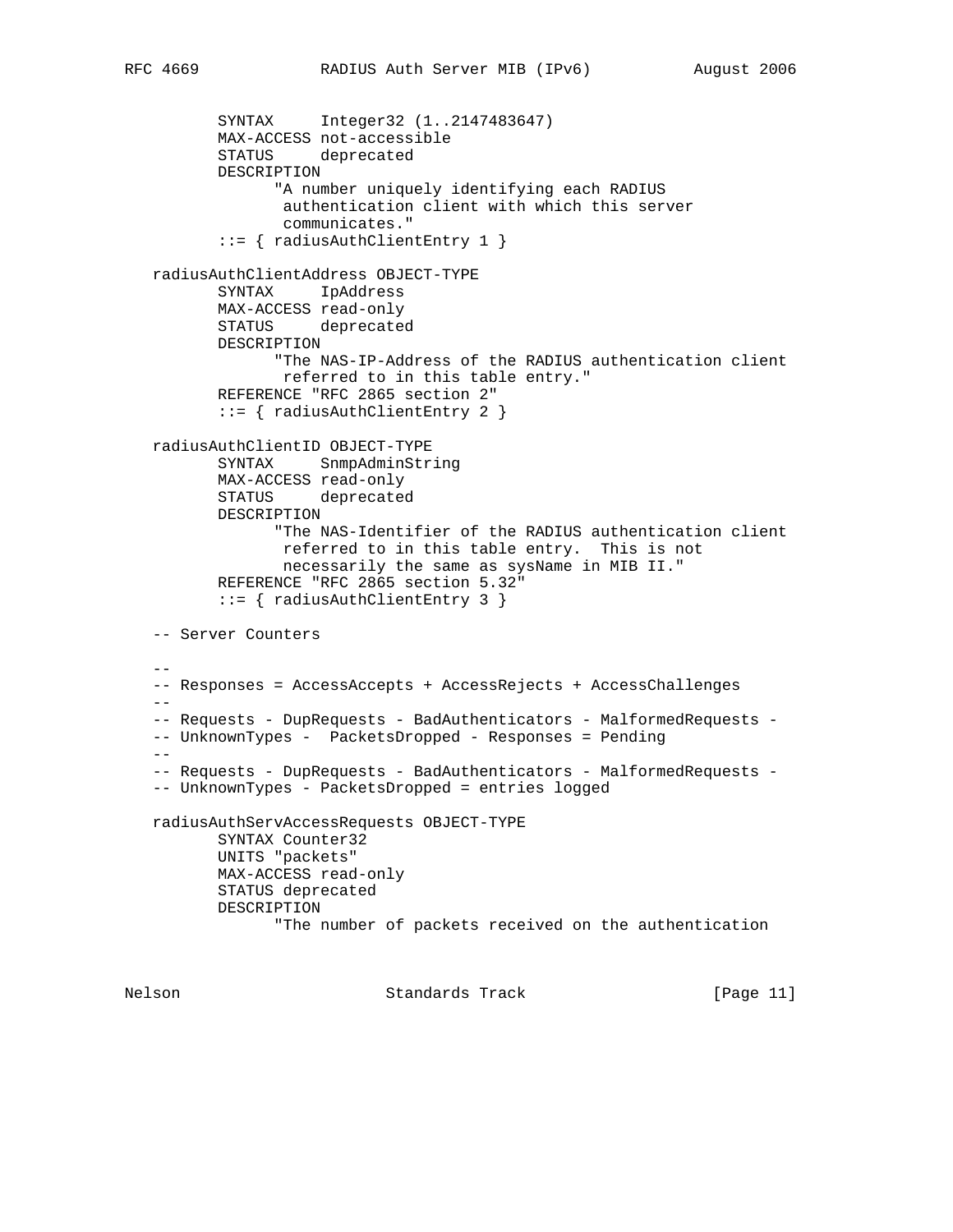```
          SYNTAX     Integer32 (1..2147483647)
          MAX-ACCESS not-accessible
          STATUS     deprecated
          DESCRIPTION
                "A number uniquely identifying each RADIUS
                 authentication client with which this server
                 communicates."
          ::= { radiusAuthClientEntry 1 }

   radiusAuthClientAddress OBJECT-TYPE
          SYNTAX     IpAddress
          MAX-ACCESS read-only
          STATUS     deprecated
          DESCRIPTION
                "The NAS-IP-Address of the RADIUS authentication client
                 referred to in this table entry."
          REFERENCE "RFC 2865 section 2"
          ::= { radiusAuthClientEntry 2 }

   radiusAuthClientID OBJECT-TYPE
          SYNTAX     SnmpAdminString
          MAX-ACCESS read-only
          STATUS     deprecated
          DESCRIPTION
                "The NAS-Identifier of the RADIUS authentication client
                 referred to in this table entry.  This is not
                 necessarily the same as sysName in MIB II."
          REFERENCE "RFC 2865 section 5.32"
          ::= { radiusAuthClientEntry 3 }

   -- Server Counters

   --
   -- Responses = AccessAccepts + AccessRejects + AccessChallenges
   --
   -- Requests - DupRequests - BadAuthenticators - MalformedRequests -
   -- UnknownTypes -  PacketsDropped - Responses = Pending
   --
   -- Requests - DupRequests - BadAuthenticators - MalformedRequests -
   -- UnknownTypes - PacketsDropped = entries logged

   radiusAuthServAccessRequests OBJECT-TYPE
          SYNTAX Counter32
          UNITS "packets"
          MAX-ACCESS read-only
          STATUS deprecated
          DESCRIPTION
                "The number of packets received on the authentication
```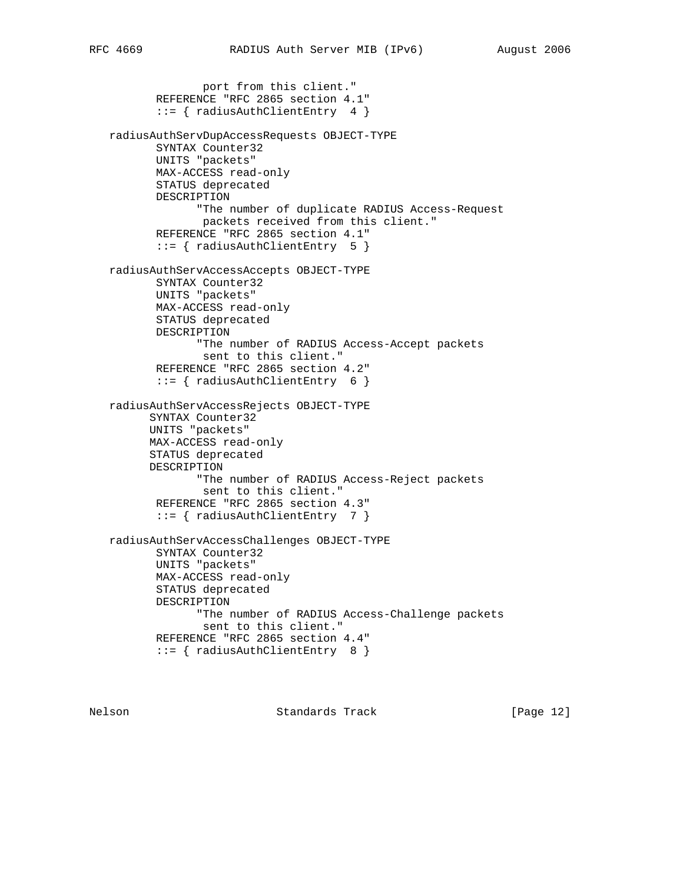```
                port from this client."
         REFERENCE "RFC 2865 section 4.1"
         ::= { radiusAuthClientEntry  4 }

   radiusAuthServDupAccessRequests OBJECT-TYPE
         SYNTAX Counter32
         UNITS "packets"
         MAX-ACCESS read-only
         STATUS deprecated
         DESCRIPTION
               "The number of duplicate RADIUS Access-Request
                packets received from this client."
         REFERENCE "RFC 2865 section 4.1"
         ::= { radiusAuthClientEntry  5 }

   radiusAuthServAccessAccepts OBJECT-TYPE
         SYNTAX Counter32
         UNITS "packets"
         MAX-ACCESS read-only
         STATUS deprecated
         DESCRIPTION
               "The number of RADIUS Access-Accept packets
                sent to this client."
         REFERENCE "RFC 2865 section 4.2"
         ::= { radiusAuthClientEntry  6 }

   radiusAuthServAccessRejects OBJECT-TYPE
        SYNTAX Counter32
        UNITS "packets"
        MAX-ACCESS read-only
        STATUS deprecated
        DESCRIPTION
               "The number of RADIUS Access-Reject packets
                sent to this client."
         REFERENCE "RFC 2865 section 4.3"
         ::= { radiusAuthClientEntry  7 }

   radiusAuthServAccessChallenges OBJECT-TYPE
         SYNTAX Counter32
         UNITS "packets"
         MAX-ACCESS read-only
         STATUS deprecated
         DESCRIPTION
               "The number of RADIUS Access-Challenge packets
                sent to this client."
         REFERENCE "RFC 2865 section 4.4"
         ::= { radiusAuthClientEntry  8 }
```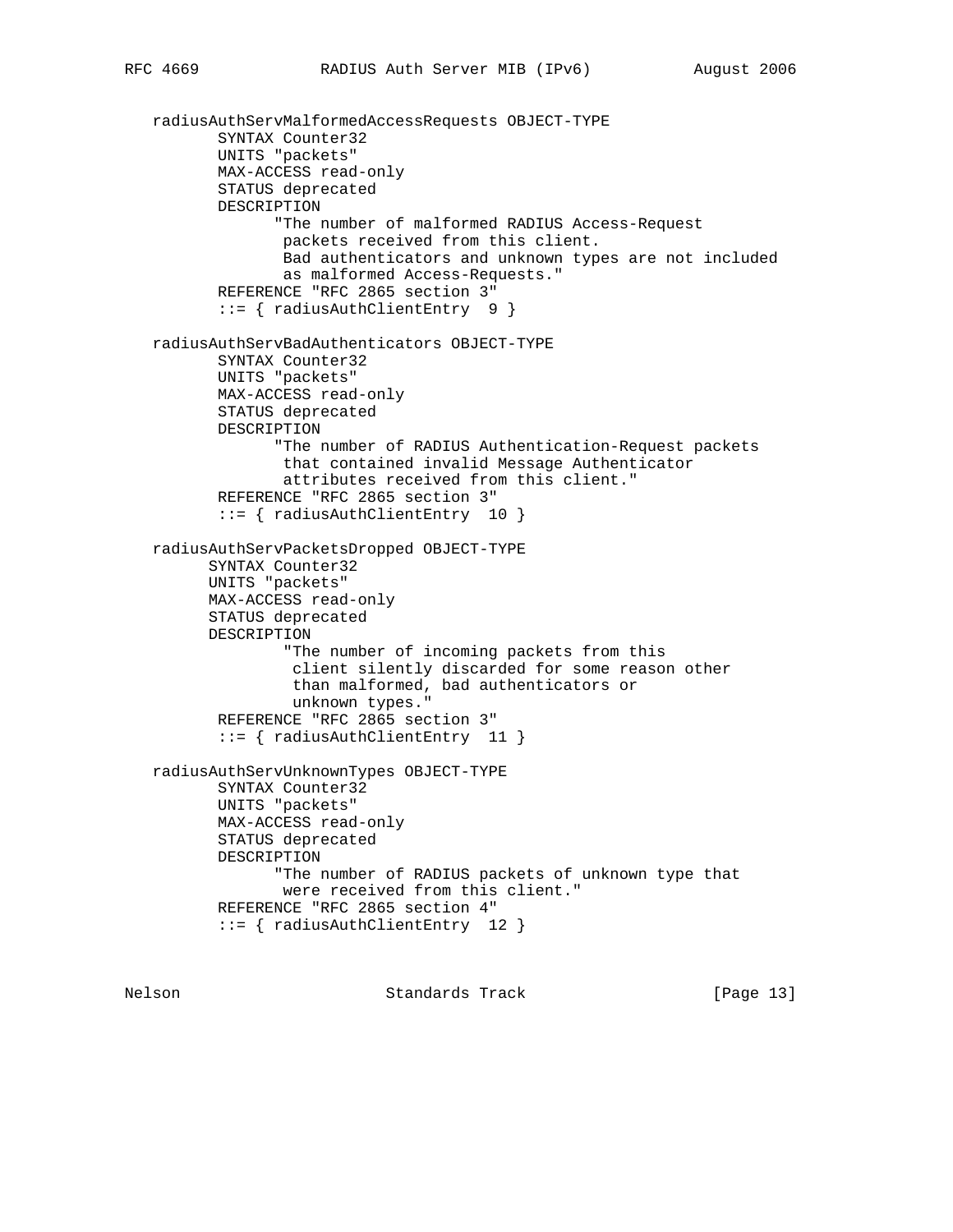```
   radiusAuthServMalformedAccessRequests OBJECT-TYPE
         SYNTAX Counter32
         UNITS "packets"
         MAX-ACCESS read-only
         STATUS deprecated
         DESCRIPTION
               "The number of malformed RADIUS Access-Request
                packets received from this client.
                Bad authenticators and unknown types are not included
                as malformed Access-Requests."
         REFERENCE "RFC 2865 section 3"
         ::= { radiusAuthClientEntry  9 }

   radiusAuthServBadAuthenticators OBJECT-TYPE
         SYNTAX Counter32
         UNITS "packets"
         MAX-ACCESS read-only
         STATUS deprecated
         DESCRIPTION
               "The number of RADIUS Authentication-Request packets
                that contained invalid Message Authenticator
                attributes received from this client."
         REFERENCE "RFC 2865 section 3"
         ::= { radiusAuthClientEntry  10 }

   radiusAuthServPacketsDropped OBJECT-TYPE
        SYNTAX Counter32
        UNITS "packets"
        MAX-ACCESS read-only
        STATUS deprecated
        DESCRIPTION
               "The number of incoming packets from this
                client silently discarded for some reason other
                than malformed, bad authenticators or
                unknown types."
         REFERENCE "RFC 2865 section 3"
         ::= { radiusAuthClientEntry  11 }

   radiusAuthServUnknownTypes OBJECT-TYPE
         SYNTAX Counter32
         UNITS "packets"
         MAX-ACCESS read-only
         STATUS deprecated
         DESCRIPTION
               "The number of RADIUS packets of unknown type that
                were received from this client."
         REFERENCE "RFC 2865 section 4"
         ::= { radiusAuthClientEntry  12 }
```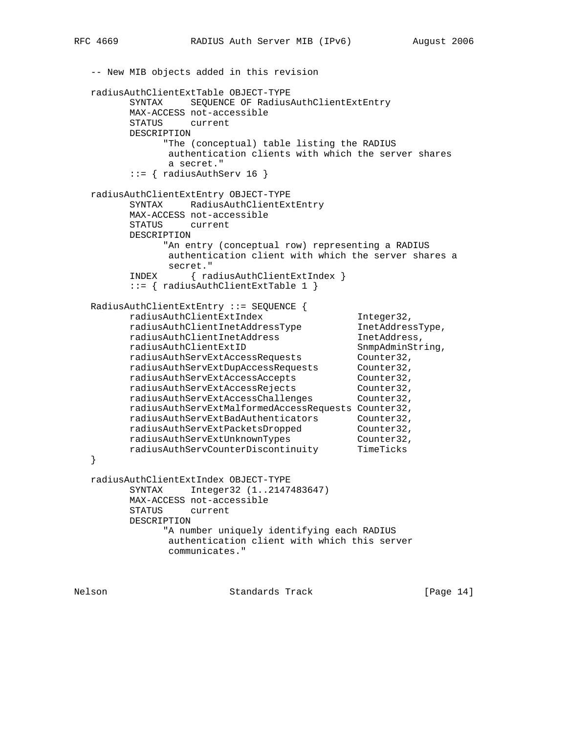```
   -- New MIB objects added in this revision

   radiusAuthClientExtTable OBJECT-TYPE
          SYNTAX     SEQUENCE OF RadiusAuthClientExtEntry
          MAX-ACCESS not-accessible
          STATUS     current
          DESCRIPTION
                "The (conceptual) table listing the RADIUS
                 authentication clients with which the server shares
                 a secret."
          ::= { radiusAuthServ 16 }

   radiusAuthClientExtEntry OBJECT-TYPE
          SYNTAX     RadiusAuthClientExtEntry
          MAX-ACCESS not-accessible
          STATUS     current
          DESCRIPTION
                "An entry (conceptual row) representing a RADIUS
                 authentication client with which the server shares a
                 secret."
          INDEX      { radiusAuthClientExtIndex }
          ::= { radiusAuthClientExtTable 1 }

   RadiusAuthClientExtEntry ::= SEQUENCE {
          radiusAuthClientExtIndex                 Integer32,
          radiusAuthClientInetAddressType          InetAddressType,
          radiusAuthClientInetAddress              InetAddress,
          radiusAuthClientExtID                    SnmpAdminString,
          radiusAuthServExtAccessRequests          Counter32,
          radiusAuthServExtDupAccessRequests       Counter32,
          radiusAuthServExtAccessAccepts           Counter32,
          radiusAuthServExtAccessRejects           Counter32,
          radiusAuthServExtAccessChallenges        Counter32,
          radiusAuthServExtMalformedAccessRequests Counter32,
          radiusAuthServExtBadAuthenticators       Counter32,
          radiusAuthServExtPacketsDropped          Counter32,
          radiusAuthServExtUnknownTypes            Counter32,
          radiusAuthServCounterDiscontinuity       TimeTicks
   }

   radiusAuthClientExtIndex OBJECT-TYPE
          SYNTAX     Integer32 (1..2147483647)
          MAX-ACCESS not-accessible
          STATUS     current
          DESCRIPTION
                "A number uniquely identifying each RADIUS
                 authentication client with which this server
                 communicates."
```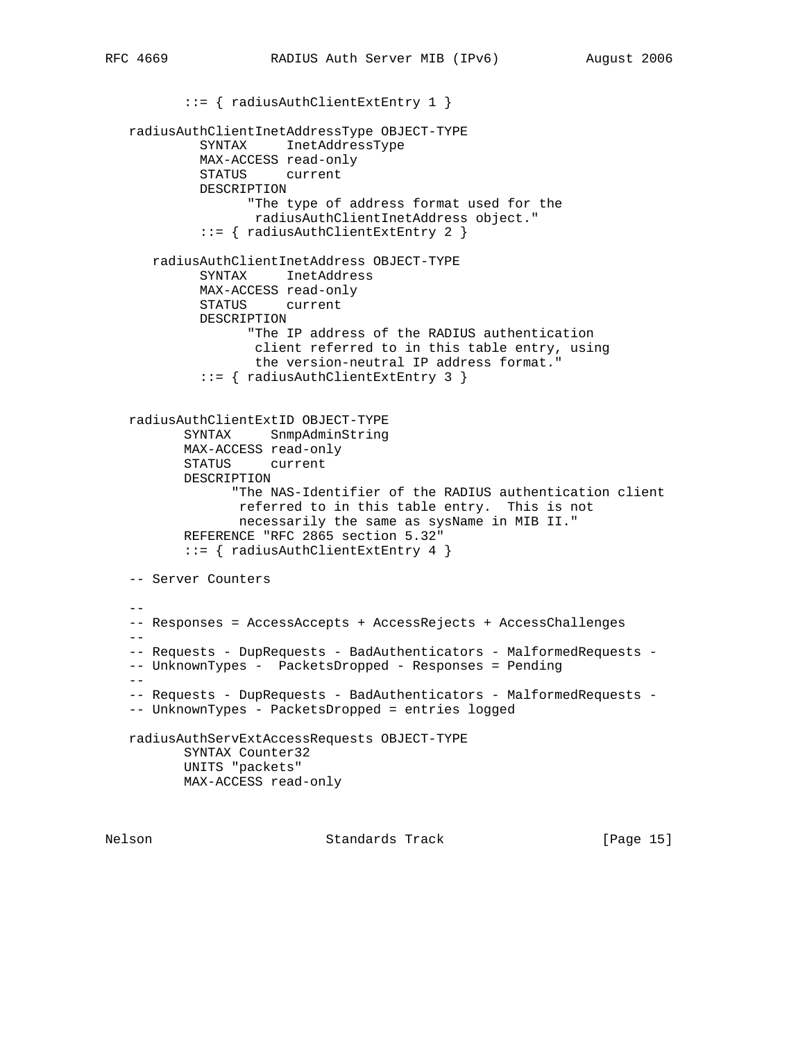```
          ::= { radiusAuthClientExtEntry 1 }

   radiusAuthClientInetAddressType OBJECT-TYPE
            SYNTAX     InetAddressType
            MAX-ACCESS read-only
            STATUS     current
            DESCRIPTION
                  "The type of address format used for the
                   radiusAuthClientInetAddress object."
            ::= { radiusAuthClientExtEntry 2 }

      radiusAuthClientInetAddress OBJECT-TYPE
            SYNTAX     InetAddress
            MAX-ACCESS read-only
            STATUS     current
            DESCRIPTION
                  "The IP address of the RADIUS authentication
                   client referred to in this table entry, using
                   the version-neutral IP address format."
            ::= { radiusAuthClientExtEntry 3 }


   radiusAuthClientExtID OBJECT-TYPE
          SYNTAX     SnmpAdminString
          MAX-ACCESS read-only
          STATUS     current
          DESCRIPTION
                "The NAS-Identifier of the RADIUS authentication client
                 referred to in this table entry.  This is not
                 necessarily the same as sysName in MIB II."
          REFERENCE "RFC 2865 section 5.32"
          ::= { radiusAuthClientExtEntry 4 }

   -- Server Counters

   --
   -- Responses = AccessAccepts + AccessRejects + AccessChallenges
   --
   -- Requests - DupRequests - BadAuthenticators - MalformedRequests -
   -- UnknownTypes -  PacketsDropped - Responses = Pending
   --
   -- Requests - DupRequests - BadAuthenticators - MalformedRequests -
   -- UnknownTypes - PacketsDropped = entries logged

   radiusAuthServExtAccessRequests OBJECT-TYPE
          SYNTAX Counter32
          UNITS "packets"
          MAX-ACCESS read-only
```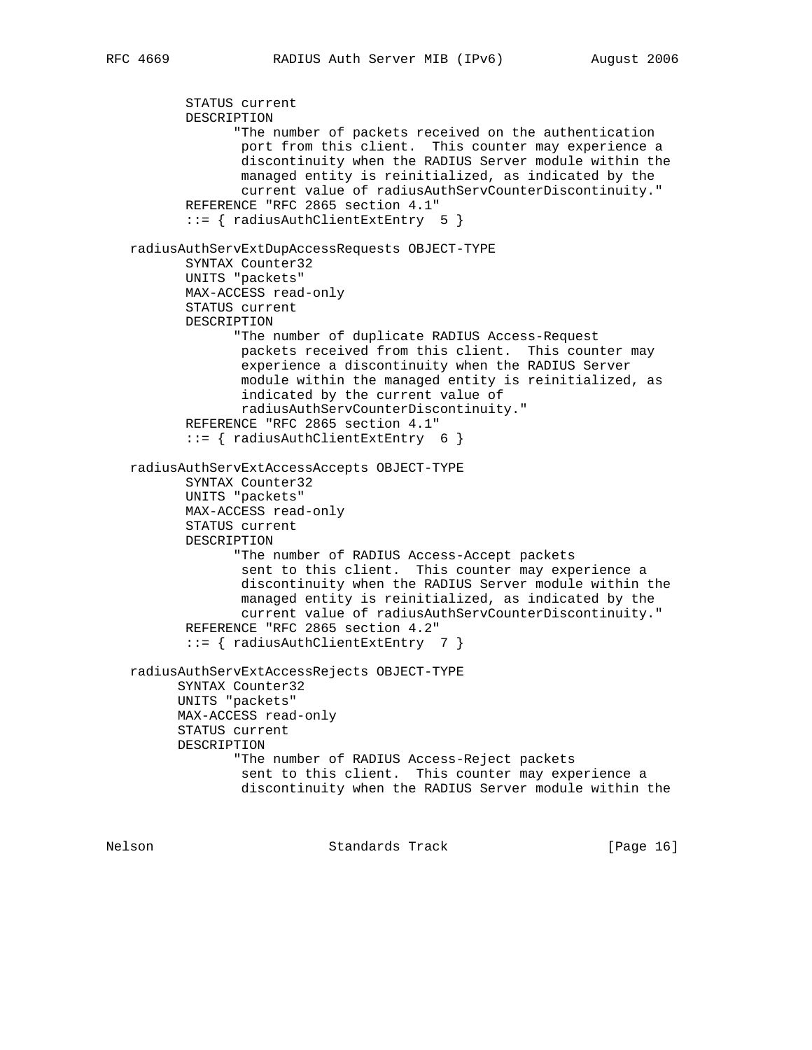```
         STATUS current
         DESCRIPTION
               "The number of packets received on the authentication
                port from this client.  This counter may experience a
                discontinuity when the RADIUS Server module within the
                managed entity is reinitialized, as indicated by the
                current value of radiusAuthServCounterDiscontinuity."
         REFERENCE "RFC 2865 section 4.1"
         ::= { radiusAuthClientExtEntry  5 }

  radiusAuthServExtDupAccessRequests OBJECT-TYPE
         SYNTAX Counter32
         UNITS "packets"
         MAX-ACCESS read-only
         STATUS current
         DESCRIPTION
               "The number of duplicate RADIUS Access-Request
                packets received from this client.  This counter may
                experience a discontinuity when the RADIUS Server
                module within the managed entity is reinitialized, as
                indicated by the current value of
                radiusAuthServCounterDiscontinuity."
         REFERENCE "RFC 2865 section 4.1"
         ::= { radiusAuthClientExtEntry  6 }

  radiusAuthServExtAccessAccepts OBJECT-TYPE
         SYNTAX Counter32
         UNITS "packets"
         MAX-ACCESS read-only
         STATUS current
         DESCRIPTION
               "The number of RADIUS Access-Accept packets
                sent to this client.  This counter may experience a
                discontinuity when the RADIUS Server module within the
                managed entity is reinitialized, as indicated by the
                current value of radiusAuthServCounterDiscontinuity."
         REFERENCE "RFC 2865 section 4.2"
         ::= { radiusAuthClientExtEntry  7 }

  radiusAuthServExtAccessRejects OBJECT-TYPE
        SYNTAX Counter32
        UNITS "packets"
        MAX-ACCESS read-only
        STATUS current
        DESCRIPTION
               "The number of RADIUS Access-Reject packets
                sent to this client.  This counter may experience a
                discontinuity when the RADIUS Server module within the
```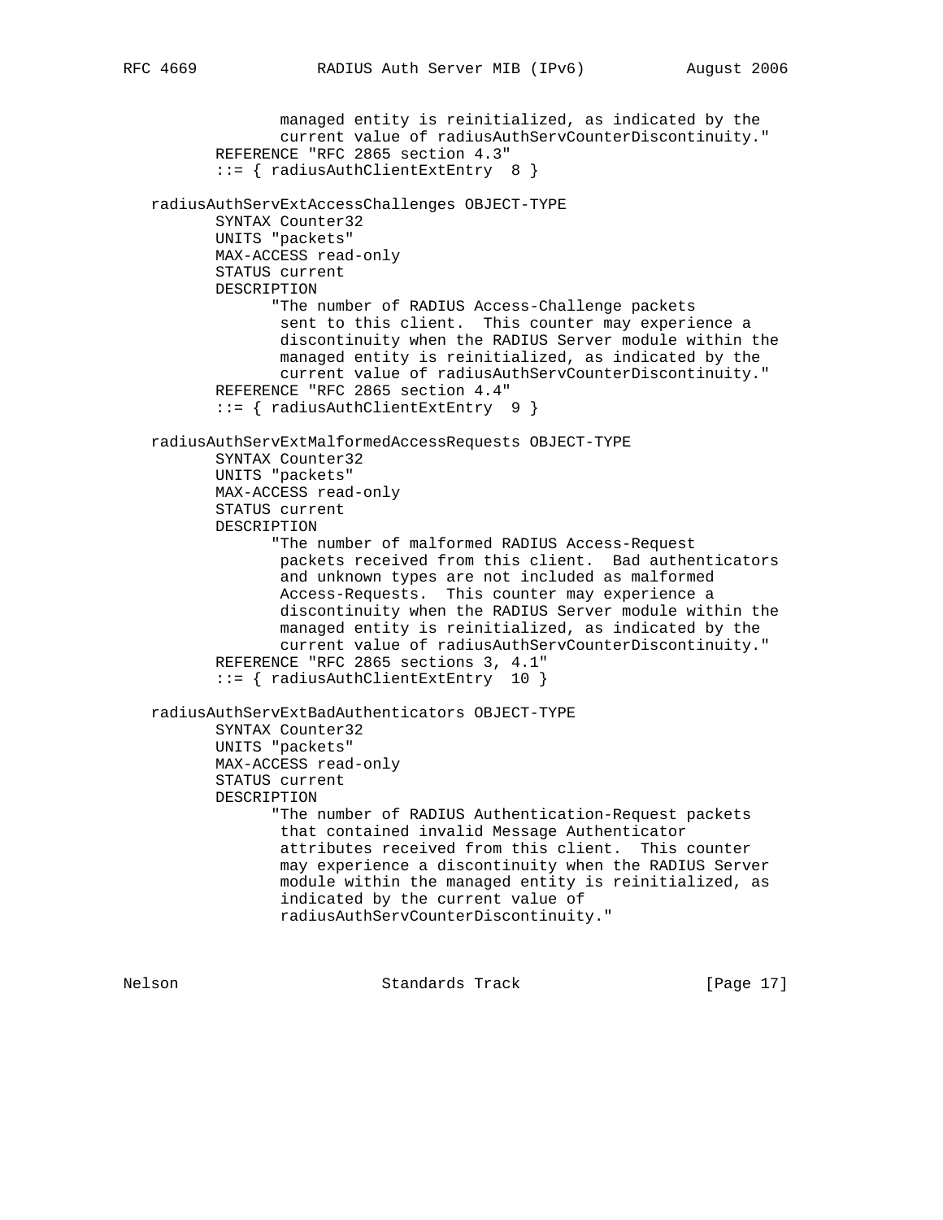```
              managed entity is reinitialized, as indicated by the
              current value of radiusAuthServCounterDiscontinuity."
       REFERENCE "RFC 2865 section 4.3"
       ::= { radiusAuthClientExtEntry  8 }

radiusAuthServExtAccessChallenges OBJECT-TYPE
       SYNTAX Counter32
       UNITS "packets"
       MAX-ACCESS read-only
       STATUS current
       DESCRIPTION
             "The number of RADIUS Access-Challenge packets
              sent to this client.  This counter may experience a
              discontinuity when the RADIUS Server module within the
              managed entity is reinitialized, as indicated by the
              current value of radiusAuthServCounterDiscontinuity."
       REFERENCE "RFC 2865 section 4.4"
       ::= { radiusAuthClientExtEntry  9 }

radiusAuthServExtMalformedAccessRequests OBJECT-TYPE
       SYNTAX Counter32
       UNITS "packets"
       MAX-ACCESS read-only
       STATUS current
       DESCRIPTION
             "The number of malformed RADIUS Access-Request
              packets received from this client.  Bad authenticators
              and unknown types are not included as malformed
              Access-Requests.  This counter may experience a
              discontinuity when the RADIUS Server module within the
              managed entity is reinitialized, as indicated by the
              current value of radiusAuthServCounterDiscontinuity."
       REFERENCE "RFC 2865 sections 3, 4.1"
       ::= { radiusAuthClientExtEntry  10 }

radiusAuthServExtBadAuthenticators OBJECT-TYPE
       SYNTAX Counter32
       UNITS "packets"
       MAX-ACCESS read-only
       STATUS current
       DESCRIPTION
             "The number of RADIUS Authentication-Request packets
              that contained invalid Message Authenticator
              attributes received from this client.  This counter
              may experience a discontinuity when the RADIUS Server
              module within the managed entity is reinitialized, as
              indicated by the current value of
              radiusAuthServCounterDiscontinuity."
```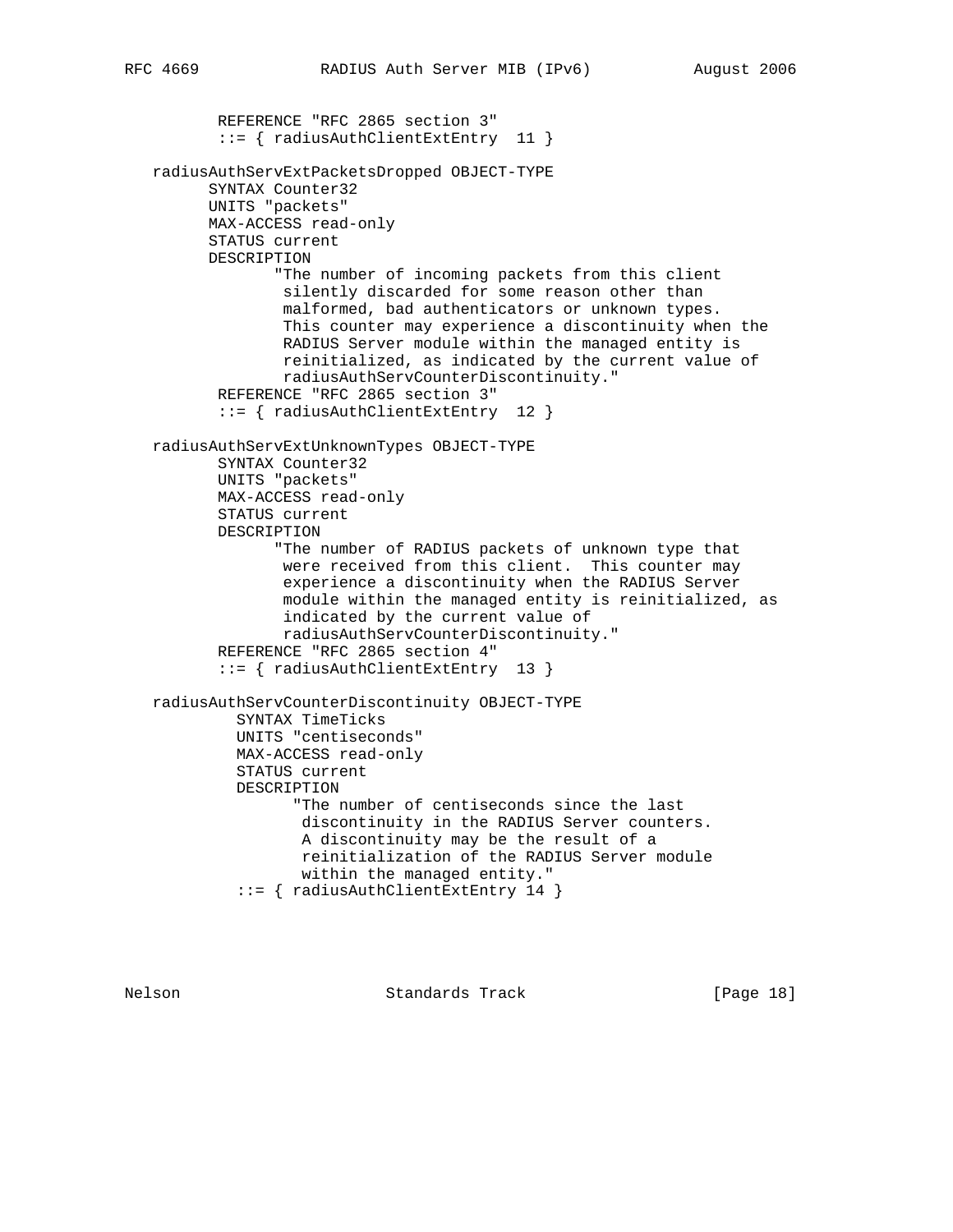```
          REFERENCE "RFC 2865 section 3"
          ::= { radiusAuthClientExtEntry  11 }

   radiusAuthServExtPacketsDropped OBJECT-TYPE
         SYNTAX Counter32
         UNITS "packets"
         MAX-ACCESS read-only
         STATUS current
         DESCRIPTION
                "The number of incoming packets from this client
                 silently discarded for some reason other than
                 malformed, bad authenticators or unknown types.
                 This counter may experience a discontinuity when the
                 RADIUS Server module within the managed entity is
                 reinitialized, as indicated by the current value of
                 radiusAuthServCounterDiscontinuity."
          REFERENCE "RFC 2865 section 3"
          ::= { radiusAuthClientExtEntry  12 }

   radiusAuthServExtUnknownTypes OBJECT-TYPE
          SYNTAX Counter32
          UNITS "packets"
          MAX-ACCESS read-only
          STATUS current
          DESCRIPTION
                "The number of RADIUS packets of unknown type that
                 were received from this client.  This counter may
                 experience a discontinuity when the RADIUS Server
                 module within the managed entity is reinitialized, as
                 indicated by the current value of
                 radiusAuthServCounterDiscontinuity."
          REFERENCE "RFC 2865 section 4"
          ::= { radiusAuthClientExtEntry  13 }

   radiusAuthServCounterDiscontinuity OBJECT-TYPE
            SYNTAX TimeTicks
            UNITS "centiseconds"
            MAX-ACCESS read-only
            STATUS current
            DESCRIPTION
                  "The number of centiseconds since the last
                   discontinuity in the RADIUS Server counters.
                   A discontinuity may be the result of a
                   reinitialization of the RADIUS Server module
                   within the managed entity."
            ::= { radiusAuthClientExtEntry 14 }
```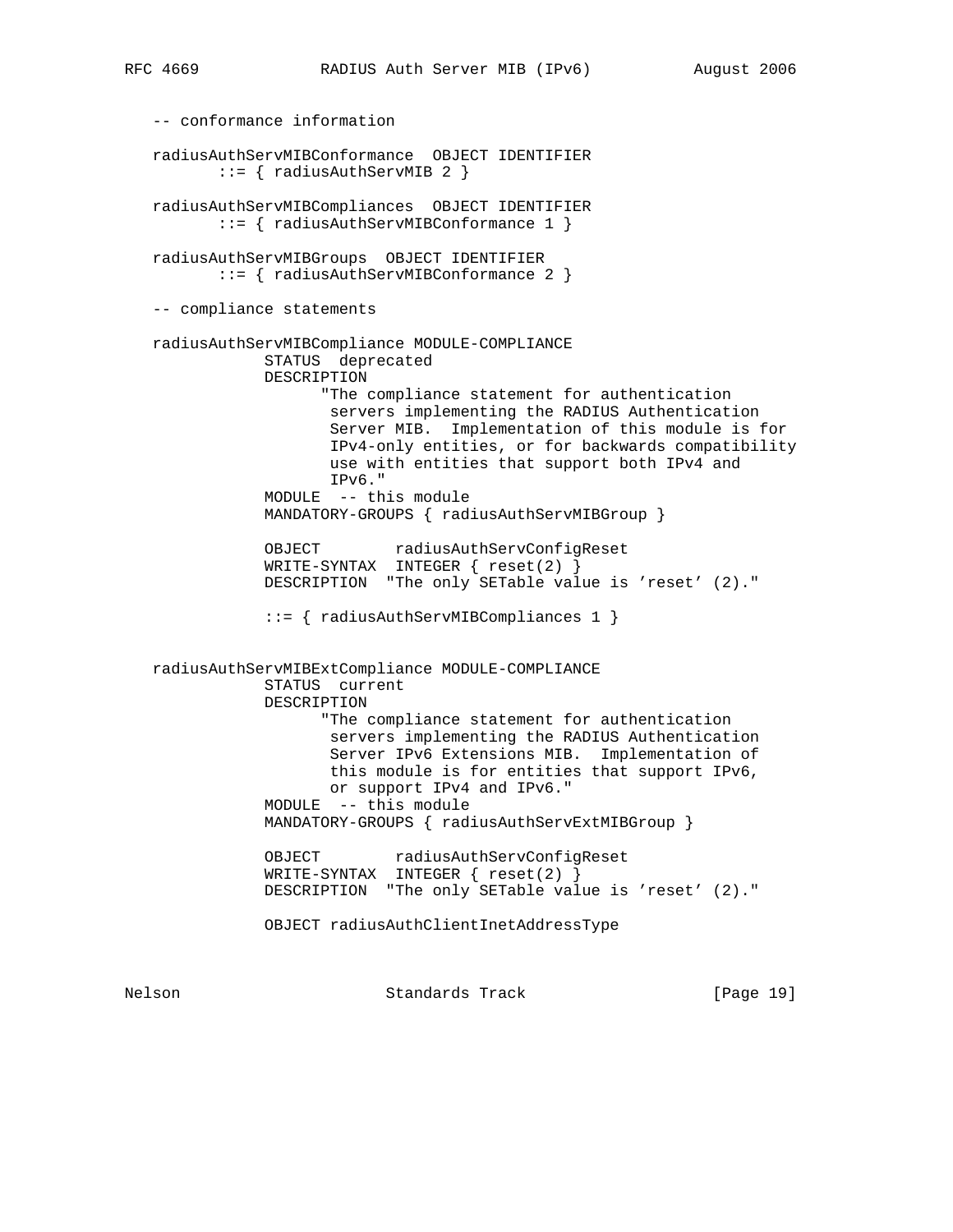```
   -- conformance information

   radiusAuthServMIBConformance  OBJECT IDENTIFIER
          ::= { radiusAuthServMIB 2 }

   radiusAuthServMIBCompliances  OBJECT IDENTIFIER
          ::= { radiusAuthServMIBConformance 1 }

   radiusAuthServMIBGroups  OBJECT IDENTIFIER
          ::= { radiusAuthServMIBConformance 2 }

   -- compliance statements

   radiusAuthServMIBCompliance MODULE-COMPLIANCE
               STATUS  deprecated
               DESCRIPTION
                     "The compliance statement for authentication
                      servers implementing the RADIUS Authentication
                      Server MIB.  Implementation of this module is for
                      IPv4-only entities, or for backwards compatibility
                      use with entities that support both IPv4 and
                      IPv6."
               MODULE  -- this module
               MANDATORY-GROUPS { radiusAuthServMIBGroup }

               OBJECT        radiusAuthServConfigReset
               WRITE-SYNTAX  INTEGER { reset(2) }
               DESCRIPTION  "The only SETable value is 'reset' (2)."

               ::= { radiusAuthServMIBCompliances 1 }


   radiusAuthServMIBExtCompliance MODULE-COMPLIANCE
               STATUS  current
               DESCRIPTION
                     "The compliance statement for authentication
                      servers implementing the RADIUS Authentication
                      Server IPv6 Extensions MIB.  Implementation of
                      this module is for entities that support IPv6,
                      or support IPv4 and IPv6."
               MODULE  -- this module
               MANDATORY-GROUPS { radiusAuthServExtMIBGroup }

               OBJECT        radiusAuthServConfigReset
               WRITE-SYNTAX  INTEGER { reset(2) }
               DESCRIPTION  "The only SETable value is 'reset' (2)."

               OBJECT radiusAuthClientInetAddressType
```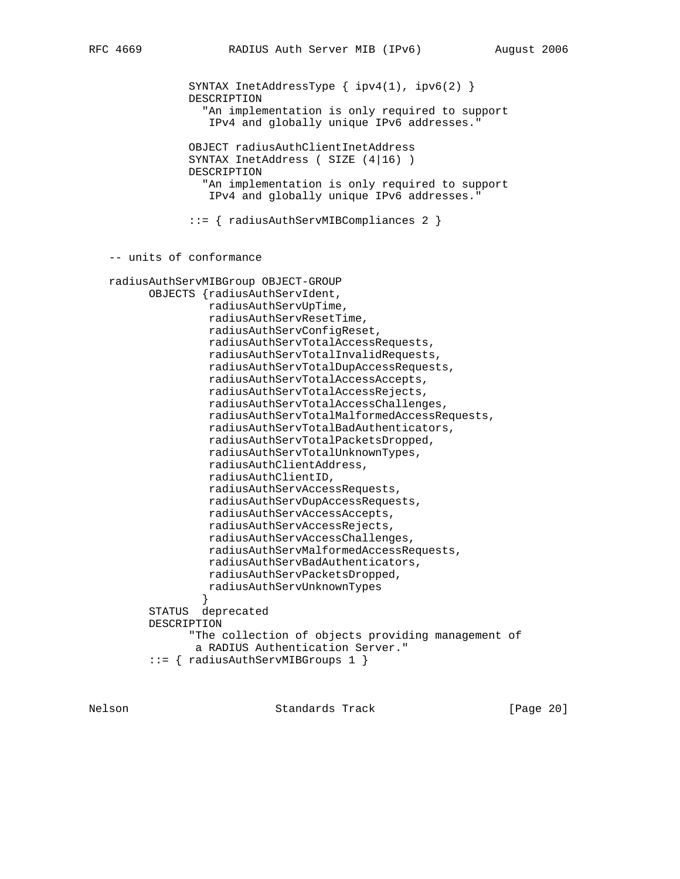```
              SYNTAX InetAddressType { ipv4(1), ipv6(2) }
              DESCRIPTION
                "An implementation is only required to support
                 IPv4 and globally unique IPv6 addresses."

              OBJECT radiusAuthClientInetAddress
              SYNTAX InetAddress ( SIZE (4|16) )
              DESCRIPTION
                "An implementation is only required to support
                 IPv4 and globally unique IPv6 addresses."

              ::= { radiusAuthServMIBCompliances 2 }


   -- units of conformance

   radiusAuthServMIBGroup OBJECT-GROUP
         OBJECTS {radiusAuthServIdent,
                  radiusAuthServUpTime,
                  radiusAuthServResetTime,
                  radiusAuthServConfigReset,
                  radiusAuthServTotalAccessRequests,
                  radiusAuthServTotalInvalidRequests,
                  radiusAuthServTotalDupAccessRequests,
                  radiusAuthServTotalAccessAccepts,
                  radiusAuthServTotalAccessRejects,
                  radiusAuthServTotalAccessChallenges,
                  radiusAuthServTotalMalformedAccessRequests,
                  radiusAuthServTotalBadAuthenticators,
                  radiusAuthServTotalPacketsDropped,
                  radiusAuthServTotalUnknownTypes,
                  radiusAuthClientAddress,
                  radiusAuthClientID,
                  radiusAuthServAccessRequests,
                  radiusAuthServDupAccessRequests,
                  radiusAuthServAccessAccepts,
                  radiusAuthServAccessRejects,
                  radiusAuthServAccessChallenges,
                  radiusAuthServMalformedAccessRequests,
                  radiusAuthServBadAuthenticators,
                  radiusAuthServPacketsDropped,
                  radiusAuthServUnknownTypes
                 }
         STATUS  deprecated
         DESCRIPTION
               "The collection of objects providing management of
                a RADIUS Authentication Server."
         ::= { radiusAuthServMIBGroups 1 }
```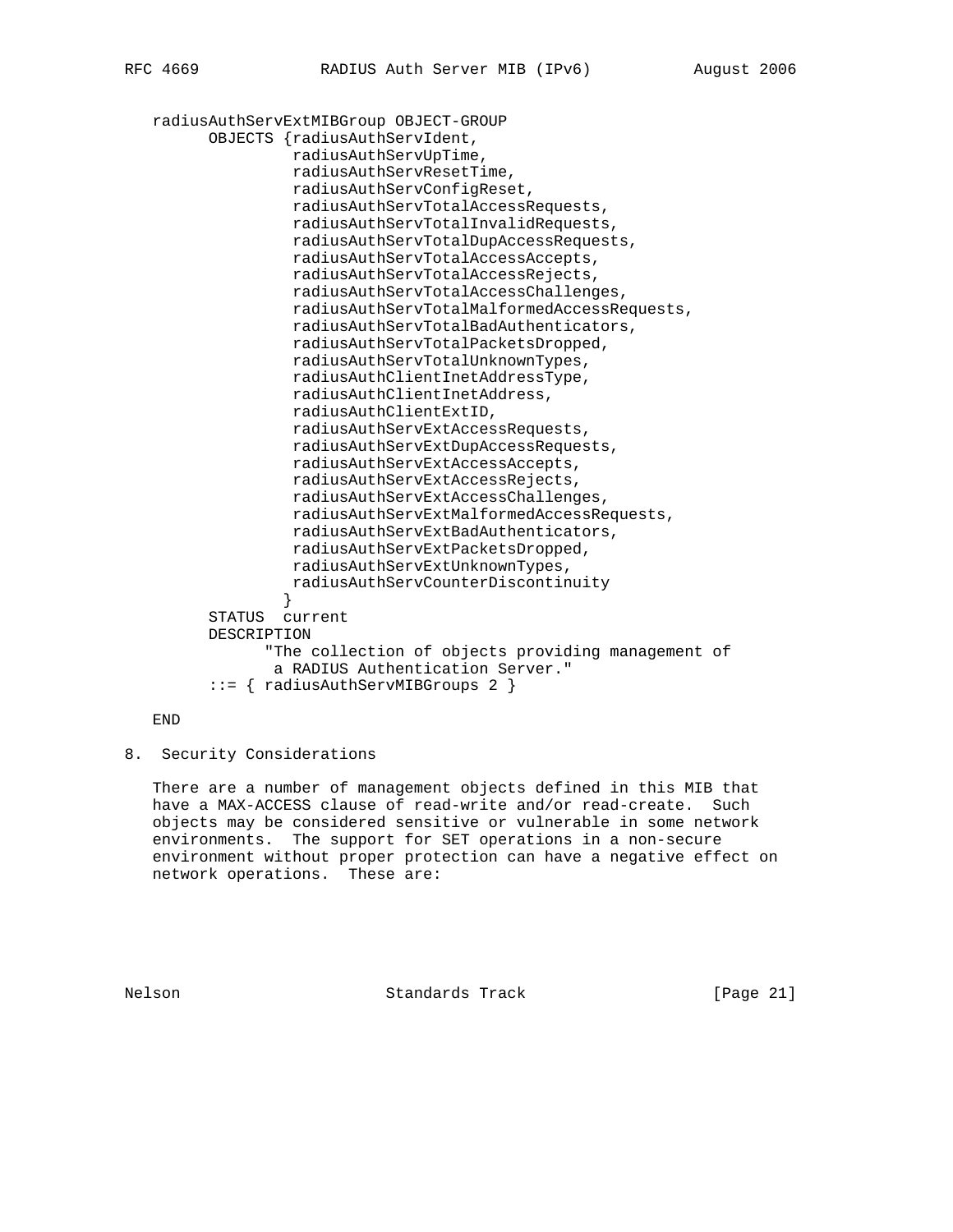```
   radiusAuthServExtMIBGroup OBJECT-GROUP
         OBJECTS {radiusAuthServIdent,
                  radiusAuthServUpTime,
                  radiusAuthServResetTime,
                  radiusAuthServConfigReset,
                  radiusAuthServTotalAccessRequests,
                  radiusAuthServTotalInvalidRequests,
                  radiusAuthServTotalDupAccessRequests,
                  radiusAuthServTotalAccessAccepts,
                  radiusAuthServTotalAccessRejects,
                  radiusAuthServTotalAccessChallenges,
                  radiusAuthServTotalMalformedAccessRequests,
                  radiusAuthServTotalBadAuthenticators,
                  radiusAuthServTotalPacketsDropped,
                  radiusAuthServTotalUnknownTypes,
                  radiusAuthClientInetAddressType,
                  radiusAuthClientInetAddress,
                  radiusAuthClientExtID,
                  radiusAuthServExtAccessRequests,
                  radiusAuthServExtDupAccessRequests,
                  radiusAuthServExtAccessAccepts,
                  radiusAuthServExtAccessRejects,
                  radiusAuthServExtAccessChallenges,
                  radiusAuthServExtMalformedAccessRequests,
                  radiusAuthServExtBadAuthenticators,
                  radiusAuthServExtPacketsDropped,
                  radiusAuthServExtUnknownTypes,
                  radiusAuthServCounterDiscontinuity
                 }
         STATUS  current
         DESCRIPTION
               "The collection of objects providing management of
                a RADIUS Authentication Server."
         ::= { radiusAuthServMIBGroups 2 }

   END
```

## 8. Security Considerations

There are a number of management objects defined in this MIB that have a MAX-ACCESS clause of read-write and/or read-create. Such objects may be considered sensitive or vulnerable in some network environments. The support for SET operations in a non-secure environment without proper protection can have a negative effect on network operations. These are: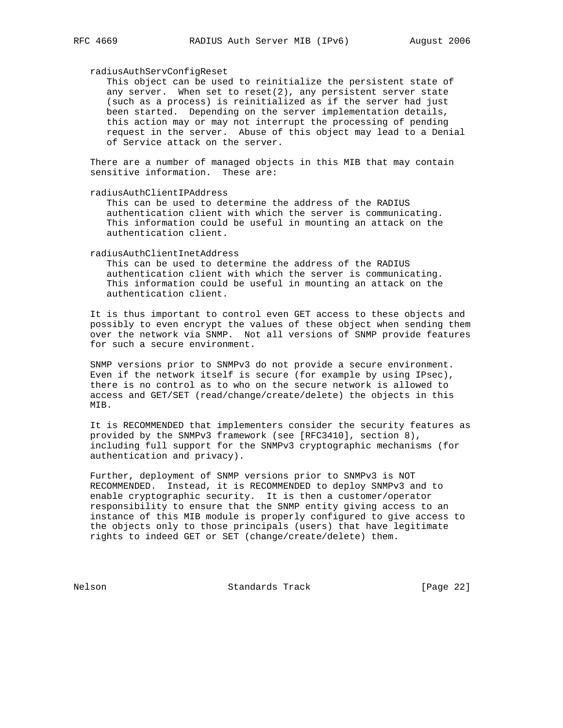radiusAuthServConfigReset

This object can be used to reinitialize the persistent state of any server. When set to reset(2), any persistent server state (such as a process) is reinitialized as if the server had just been started. Depending on the server implementation details, this action may or may not interrupt the processing of pending request in the server. Abuse of this object may lead to a Denial of Service attack on the server.

There are a number of managed objects in this MIB that may contain sensitive information. These are:

radiusAuthClientIPAddress

This can be used to determine the address of the RADIUS authentication client with which the server is communicating. This information could be useful in mounting an attack on the authentication client.

radiusAuthClientInetAddress

This can be used to determine the address of the RADIUS authentication client with which the server is communicating. This information could be useful in mounting an attack on the authentication client.

It is thus important to control even GET access to these objects and possibly to even encrypt the values of these object when sending them over the network via SNMP. Not all versions of SNMP provide features for such a secure environment.

SNMP versions prior to SNMPv3 do not provide a secure environment. Even if the network itself is secure (for example by using IPsec), there is no control as to who on the secure network is allowed to access and GET/SET (read/change/create/delete) the objects in this MIB.

It is RECOMMENDED that implementers consider the security features as provided by the SNMPv3 framework (see [RFC3410], section 8), including full support for the SNMPv3 cryptographic mechanisms (for authentication and privacy).

Further, deployment of SNMP versions prior to SNMPv3 is NOT RECOMMENDED. Instead, it is RECOMMENDED to deploy SNMPv3 and to enable cryptographic security. It is then a customer/operator responsibility to ensure that the SNMP entity giving access to an instance of this MIB module is properly configured to give access to the objects only to those principals (users) that have legitimate rights to indeed GET or SET (change/create/delete) them.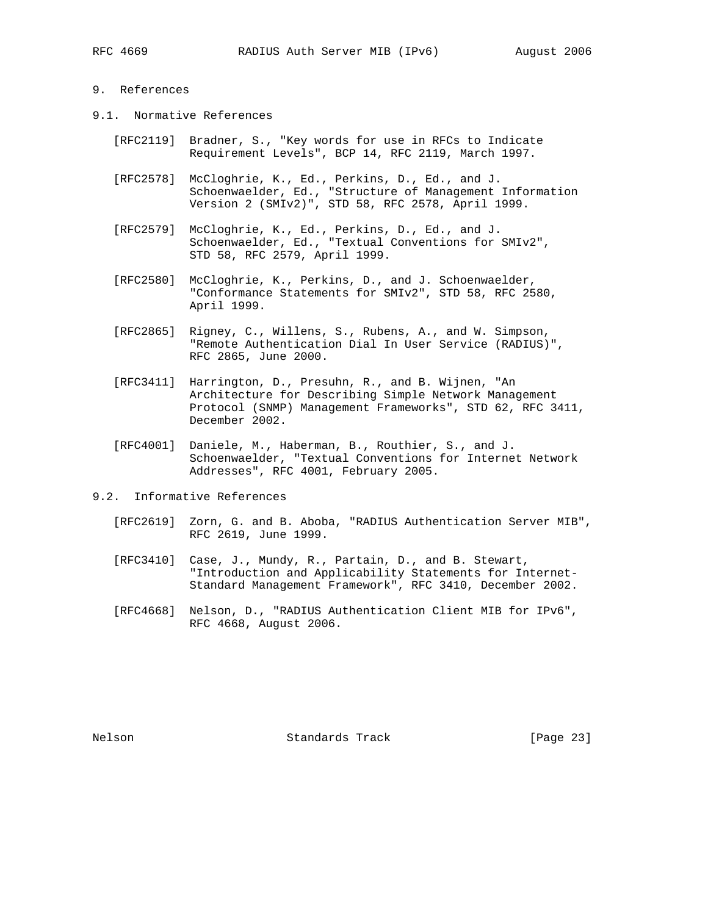# 9. References

## 9.1. Normative References

[RFC2119] Bradner, S., "Key words for use in RFCs to Indicate Requirement Levels", BCP 14, RFC 2119, March 1997.

[RFC2578] McCloghrie, K., Ed., Perkins, D., Ed., and J. Schoenwaelder, Ed., "Structure of Management Information Version 2 (SMIv2)", STD 58, RFC 2578, April 1999.

[RFC2579] McCloghrie, K., Ed., Perkins, D., Ed., and J. Schoenwaelder, Ed., "Textual Conventions for SMIv2", STD 58, RFC 2579, April 1999.

[RFC2580] McCloghrie, K., Perkins, D., and J. Schoenwaelder, "Conformance Statements for SMIv2", STD 58, RFC 2580, April 1999.

[RFC2865] Rigney, C., Willens, S., Rubens, A., and W. Simpson, "Remote Authentication Dial In User Service (RADIUS)", RFC 2865, June 2000.

[RFC3411] Harrington, D., Presuhn, R., and B. Wijnen, "An Architecture for Describing Simple Network Management Protocol (SNMP) Management Frameworks", STD 62, RFC 3411, December 2002.

[RFC4001] Daniele, M., Haberman, B., Routhier, S., and J. Schoenwaelder, "Textual Conventions for Internet Network Addresses", RFC 4001, February 2005.

## 9.2. Informative References

[RFC2619] Zorn, G. and B. Aboba, "RADIUS Authentication Server MIB", RFC 2619, June 1999.

[RFC3410] Case, J., Mundy, R., Partain, D., and B. Stewart, "Introduction and Applicability Statements for Internet-Standard Management Framework", RFC 3410, December 2002.

[RFC4668] Nelson, D., "RADIUS Authentication Client MIB for IPv6", RFC 4668, August 2006.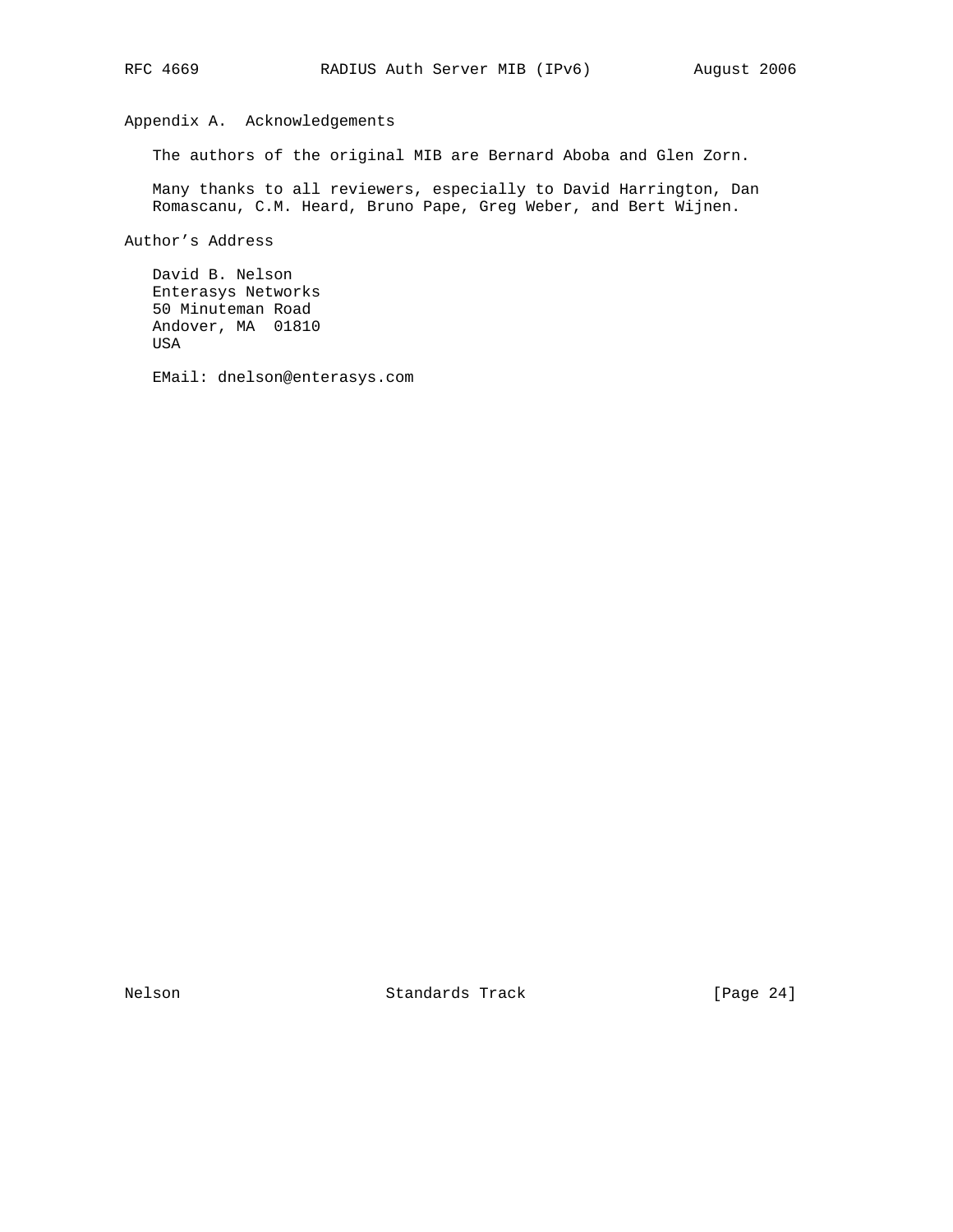## Appendix A. Acknowledgements

The authors of the original MIB are Bernard Aboba and Glen Zorn.

Many thanks to all reviewers, especially to David Harrington, Dan Romascanu, C.M. Heard, Bruno Pape, Greg Weber, and Bert Wijnen.

## Author's Address

David B. Nelson
Enterasys Networks
50 Minuteman Road
Andover, MA 01810
USA

EMail: dnelson@enterasys.com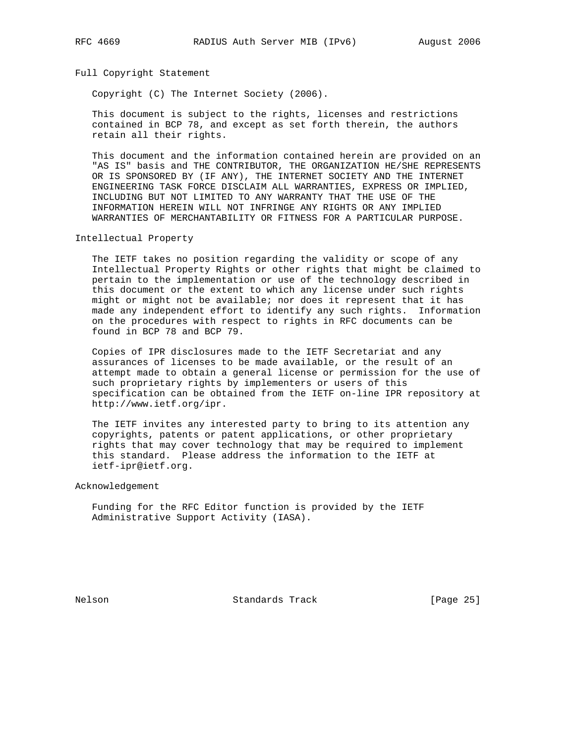## Full Copyright Statement

Copyright (C) The Internet Society (2006).

This document is subject to the rights, licenses and restrictions contained in BCP 78, and except as set forth therein, the authors retain all their rights.

This document and the information contained herein are provided on an "AS IS" basis and THE CONTRIBUTOR, THE ORGANIZATION HE/SHE REPRESENTS OR IS SPONSORED BY (IF ANY), THE INTERNET SOCIETY AND THE INTERNET ENGINEERING TASK FORCE DISCLAIM ALL WARRANTIES, EXPRESS OR IMPLIED, INCLUDING BUT NOT LIMITED TO ANY WARRANTY THAT THE USE OF THE INFORMATION HEREIN WILL NOT INFRINGE ANY RIGHTS OR ANY IMPLIED WARRANTIES OF MERCHANTABILITY OR FITNESS FOR A PARTICULAR PURPOSE.

## Intellectual Property

The IETF takes no position regarding the validity or scope of any Intellectual Property Rights or other rights that might be claimed to pertain to the implementation or use of the technology described in this document or the extent to which any license under such rights might or might not be available; nor does it represent that it has made any independent effort to identify any such rights. Information on the procedures with respect to rights in RFC documents can be found in BCP 78 and BCP 79.

Copies of IPR disclosures made to the IETF Secretariat and any assurances of licenses to be made available, or the result of an attempt made to obtain a general license or permission for the use of such proprietary rights by implementers or users of this specification can be obtained from the IETF on-line IPR repository at http://www.ietf.org/ipr.

The IETF invites any interested party to bring to its attention any copyrights, patents or patent applications, or other proprietary rights that may cover technology that may be required to implement this standard. Please address the information to the IETF at ietf-ipr@ietf.org.

## Acknowledgement

Funding for the RFC Editor function is provided by the IETF Administrative Support Activity (IASA).